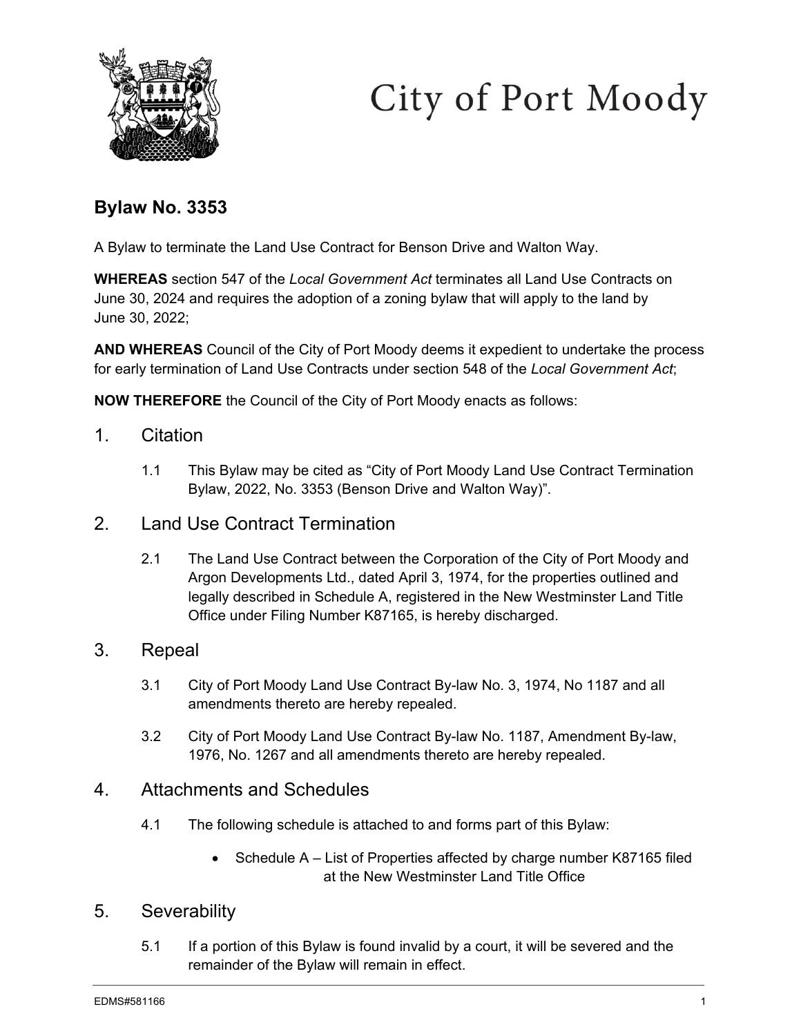City of Port Moody

## Bylaw No. 3353

A Bylaw to terminate the Land Use Contract for Benson Drive and Walton Way.

**WHEREAS** section 547 of the *Local Government Act* terminates all Land Use Contracts on June 30, 2024 and requires the adoption of a zoning bylaw that will apply to the land by June 30, 2022;

**AND WHEREAS** Council of the City of Port Moody deems it expedient to undertake the process for early termination of Land Use Contracts under section 548 of the *Local Government Act*;

**NOW THEREFORE** the Council of the City of Port Moody enacts as follows:

### 1. Citation

1.1 This Bylaw may be cited as "City of Port Moody Land Use Contract Termination Bylaw, 2022, No. 3353 (Benson Drive and Walton Way)".

### 2. Land Use Contract Termination

2.1 The Land Use Contract between the Corporation of the City of Port Moody and Argon Developments Ltd., dated April 3, 1974, for the properties outlined and legally described in Schedule A, registered in the New Westminster Land Title Office under Filing Number K87165, is hereby discharged.

### 3. Repeal

3.1 City of Port Moody Land Use Contract By-law No. 3, 1974, No 1187 and all amendments thereto are hereby repealed.

3.2 City of Port Moody Land Use Contract By-law No. 1187, Amendment By-law, 1976, No. 1267 and all amendments thereto are hereby repealed.

### 4. Attachments and Schedules

4.1 The following schedule is attached to and forms part of this Bylaw:

- Schedule A – List of Properties affected by charge number K87165 filed at the New Westminster Land Title Office

### 5. Severability

5.1 If a portion of this Bylaw is found invalid by a court, it will be severed and the remainder of the Bylaw will remain in effect.

EDMS#581166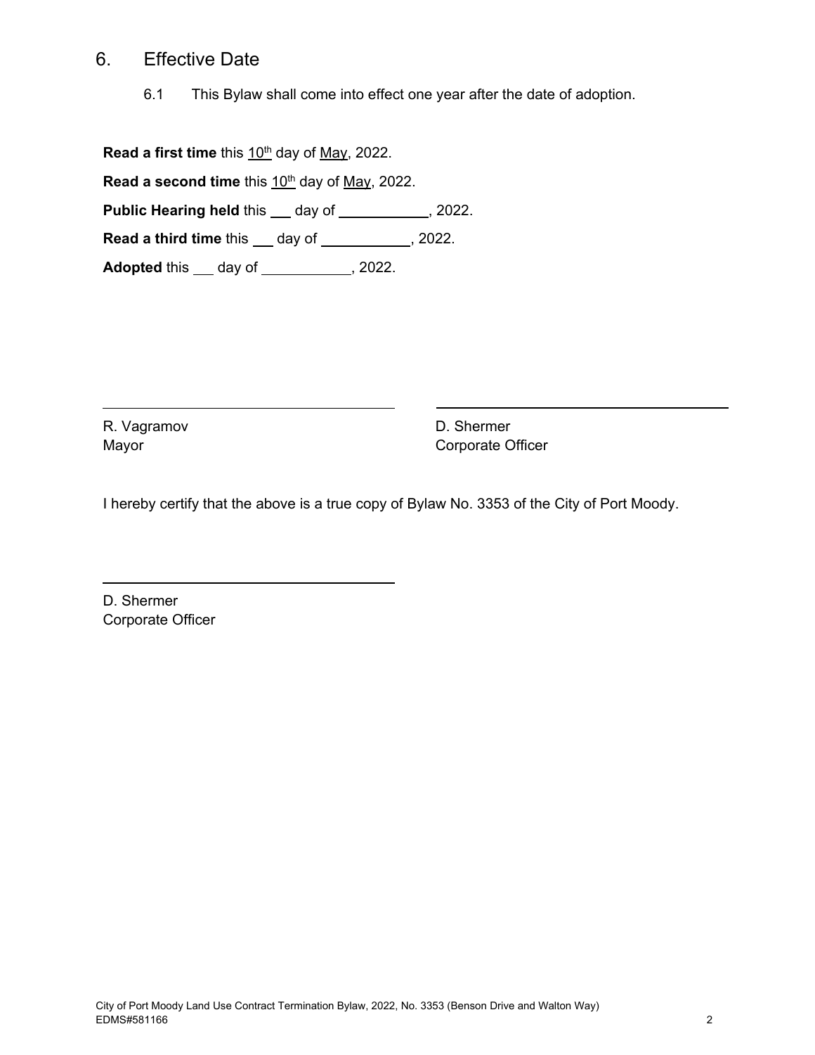## 6. Effective Date

6.1 This Bylaw shall come into effect one year after the date of adoption.

**Read a first time** this 10th day of May, 2022.

**Read a second time** this 10th day of May, 2022.

**Public Hearing held** this ___ day of __________, 2022.

**Read a third time** this ___ day of __________, 2022.

**Adopted** this ___ day of __________, 2022.

R. Vagramov
Mayor

D. Shermer
Corporate Officer

I hereby certify that the above is a true copy of Bylaw No. 3353 of the City of Port Moody.

D. Shermer
Corporate Officer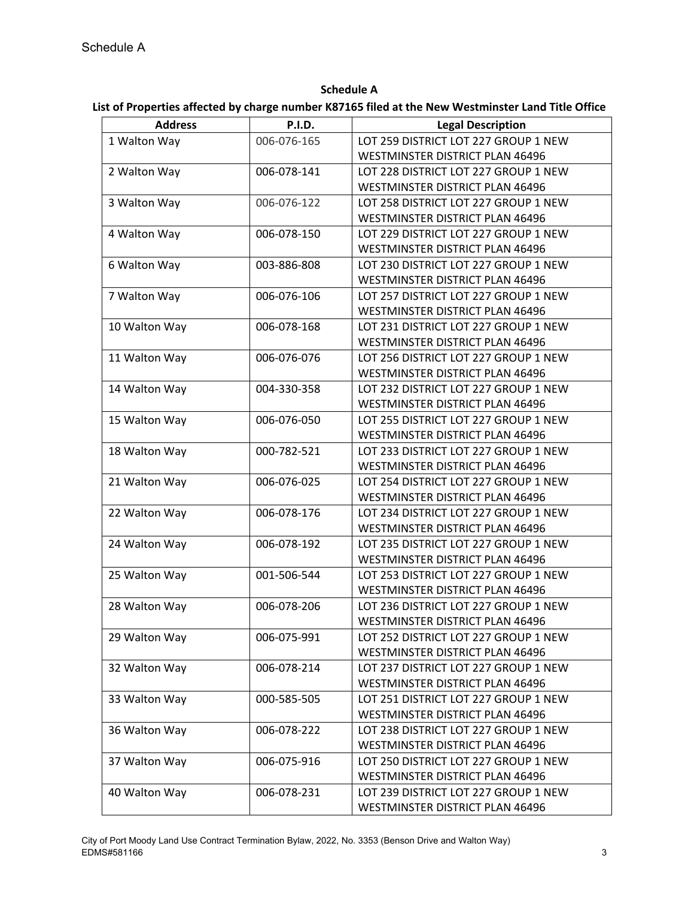Schedule A

**Schedule A**

**List of Properties affected by charge number K87165 filed at the New Westminster Land Title Office**

| Address | P.I.D. | Legal Description |
|---|---|---|
| 1 Walton Way | 006-076-165 | LOT 259 DISTRICT LOT 227 GROUP 1 NEW WESTMINSTER DISTRICT PLAN 46496 |
| 2 Walton Way | 006-078-141 | LOT 228 DISTRICT LOT 227 GROUP 1 NEW WESTMINSTER DISTRICT PLAN 46496 |
| 3 Walton Way | 006-076-122 | LOT 258 DISTRICT LOT 227 GROUP 1 NEW WESTMINSTER DISTRICT PLAN 46496 |
| 4 Walton Way | 006-078-150 | LOT 229 DISTRICT LOT 227 GROUP 1 NEW WESTMINSTER DISTRICT PLAN 46496 |
| 6 Walton Way | 003-886-808 | LOT 230 DISTRICT LOT 227 GROUP 1 NEW WESTMINSTER DISTRICT PLAN 46496 |
| 7 Walton Way | 006-076-106 | LOT 257 DISTRICT LOT 227 GROUP 1 NEW WESTMINSTER DISTRICT PLAN 46496 |
| 10 Walton Way | 006-078-168 | LOT 231 DISTRICT LOT 227 GROUP 1 NEW WESTMINSTER DISTRICT PLAN 46496 |
| 11 Walton Way | 006-076-076 | LOT 256 DISTRICT LOT 227 GROUP 1 NEW WESTMINSTER DISTRICT PLAN 46496 |
| 14 Walton Way | 004-330-358 | LOT 232 DISTRICT LOT 227 GROUP 1 NEW WESTMINSTER DISTRICT PLAN 46496 |
| 15 Walton Way | 006-076-050 | LOT 255 DISTRICT LOT 227 GROUP 1 NEW WESTMINSTER DISTRICT PLAN 46496 |
| 18 Walton Way | 000-782-521 | LOT 233 DISTRICT LOT 227 GROUP 1 NEW WESTMINSTER DISTRICT PLAN 46496 |
| 21 Walton Way | 006-076-025 | LOT 254 DISTRICT LOT 227 GROUP 1 NEW WESTMINSTER DISTRICT PLAN 46496 |
| 22 Walton Way | 006-078-176 | LOT 234 DISTRICT LOT 227 GROUP 1 NEW WESTMINSTER DISTRICT PLAN 46496 |
| 24 Walton Way | 006-078-192 | LOT 235 DISTRICT LOT 227 GROUP 1 NEW WESTMINSTER DISTRICT PLAN 46496 |
| 25 Walton Way | 001-506-544 | LOT 253 DISTRICT LOT 227 GROUP 1 NEW WESTMINSTER DISTRICT PLAN 46496 |
| 28 Walton Way | 006-078-206 | LOT 236 DISTRICT LOT 227 GROUP 1 NEW WESTMINSTER DISTRICT PLAN 46496 |
| 29 Walton Way | 006-075-991 | LOT 252 DISTRICT LOT 227 GROUP 1 NEW WESTMINSTER DISTRICT PLAN 46496 |
| 32 Walton Way | 006-078-214 | LOT 237 DISTRICT LOT 227 GROUP 1 NEW WESTMINSTER DISTRICT PLAN 46496 |
| 33 Walton Way | 000-585-505 | LOT 251 DISTRICT LOT 227 GROUP 1 NEW WESTMINSTER DISTRICT PLAN 46496 |
| 36 Walton Way | 006-078-222 | LOT 238 DISTRICT LOT 227 GROUP 1 NEW WESTMINSTER DISTRICT PLAN 46496 |
| 37 Walton Way | 006-075-916 | LOT 250 DISTRICT LOT 227 GROUP 1 NEW WESTMINSTER DISTRICT PLAN 46496 |
| 40 Walton Way | 006-078-231 | LOT 239 DISTRICT LOT 227 GROUP 1 NEW WESTMINSTER DISTRICT PLAN 46496 |

City of Port Moody Land Use Contract Termination Bylaw, 2022, No. 3353 (Benson Drive and Walton Way)
EDMS#581166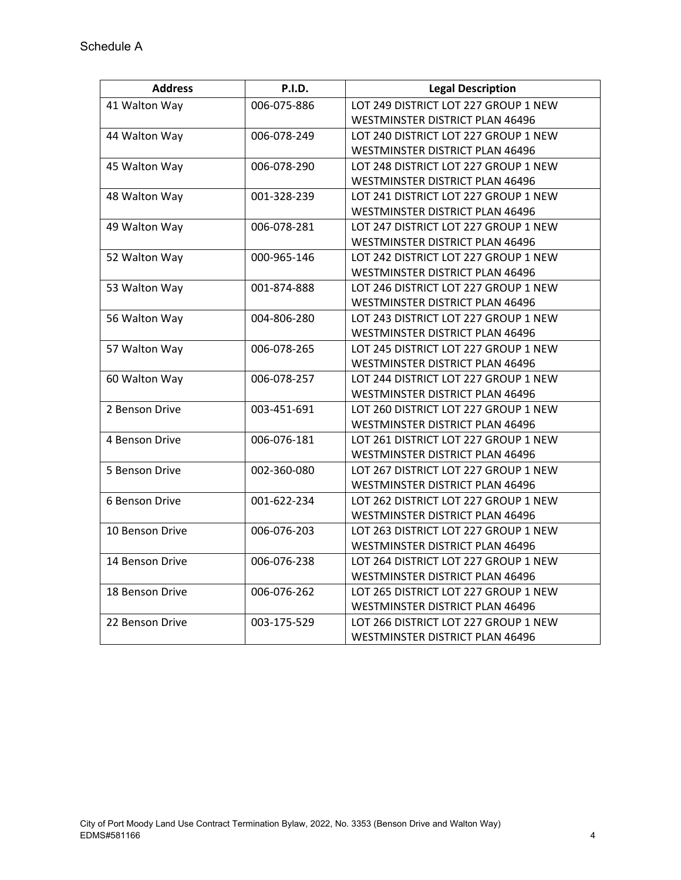Schedule A

| Address | P.I.D. | Legal Description |
|---|---|---|
| 41 Walton Way | 006-075-886 | LOT 249 DISTRICT LOT 227 GROUP 1 NEW WESTMINSTER DISTRICT PLAN 46496 |
| 44 Walton Way | 006-078-249 | LOT 240 DISTRICT LOT 227 GROUP 1 NEW WESTMINSTER DISTRICT PLAN 46496 |
| 45 Walton Way | 006-078-290 | LOT 248 DISTRICT LOT 227 GROUP 1 NEW WESTMINSTER DISTRICT PLAN 46496 |
| 48 Walton Way | 001-328-239 | LOT 241 DISTRICT LOT 227 GROUP 1 NEW WESTMINSTER DISTRICT PLAN 46496 |
| 49 Walton Way | 006-078-281 | LOT 247 DISTRICT LOT 227 GROUP 1 NEW WESTMINSTER DISTRICT PLAN 46496 |
| 52 Walton Way | 000-965-146 | LOT 242 DISTRICT LOT 227 GROUP 1 NEW WESTMINSTER DISTRICT PLAN 46496 |
| 53 Walton Way | 001-874-888 | LOT 246 DISTRICT LOT 227 GROUP 1 NEW WESTMINSTER DISTRICT PLAN 46496 |
| 56 Walton Way | 004-806-280 | LOT 243 DISTRICT LOT 227 GROUP 1 NEW WESTMINSTER DISTRICT PLAN 46496 |
| 57 Walton Way | 006-078-265 | LOT 245 DISTRICT LOT 227 GROUP 1 NEW WESTMINSTER DISTRICT PLAN 46496 |
| 60 Walton Way | 006-078-257 | LOT 244 DISTRICT LOT 227 GROUP 1 NEW WESTMINSTER DISTRICT PLAN 46496 |
| 2 Benson Drive | 003-451-691 | LOT 260 DISTRICT LOT 227 GROUP 1 NEW WESTMINSTER DISTRICT PLAN 46496 |
| 4 Benson Drive | 006-076-181 | LOT 261 DISTRICT LOT 227 GROUP 1 NEW WESTMINSTER DISTRICT PLAN 46496 |
| 5 Benson Drive | 002-360-080 | LOT 267 DISTRICT LOT 227 GROUP 1 NEW WESTMINSTER DISTRICT PLAN 46496 |
| 6 Benson Drive | 001-622-234 | LOT 262 DISTRICT LOT 227 GROUP 1 NEW WESTMINSTER DISTRICT PLAN 46496 |
| 10 Benson Drive | 006-076-203 | LOT 263 DISTRICT LOT 227 GROUP 1 NEW WESTMINSTER DISTRICT PLAN 46496 |
| 14 Benson Drive | 006-076-238 | LOT 264 DISTRICT LOT 227 GROUP 1 NEW WESTMINSTER DISTRICT PLAN 46496 |
| 18 Benson Drive | 006-076-262 | LOT 265 DISTRICT LOT 227 GROUP 1 NEW WESTMINSTER DISTRICT PLAN 46496 |
| 22 Benson Drive | 003-175-529 | LOT 266 DISTRICT LOT 227 GROUP 1 NEW WESTMINSTER DISTRICT PLAN 46496 |